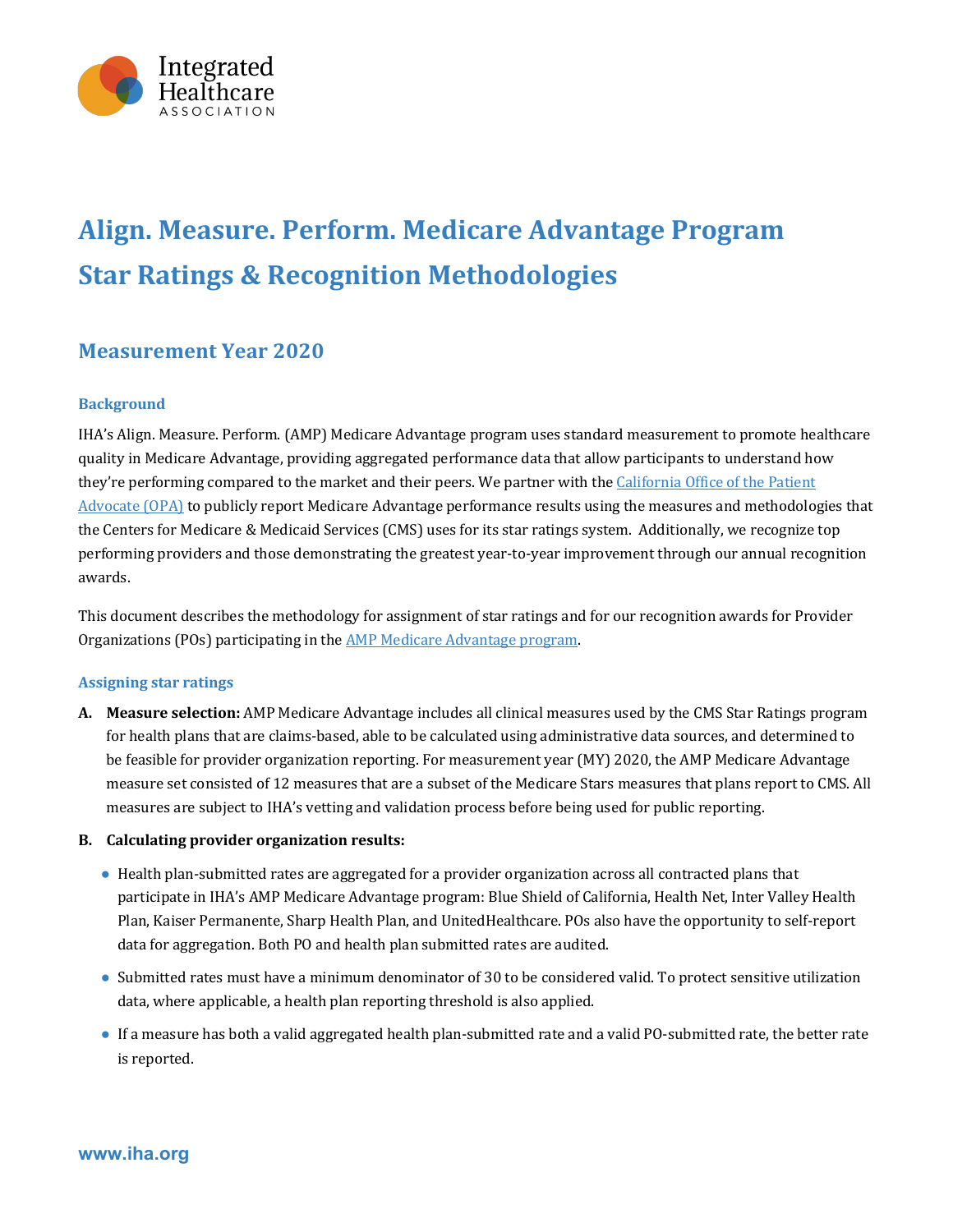# Align. Measure. Perform. Medicare Advantage Program Star Ratings & Recognition Methodologies

## Measurement Year 2020

### Background

IHA's Align. Measure. Perform. (AMP) Medicare Advantage program uses standard measurement to promote healthcare quality in Medicare Advantage, providing aggregated performance data that allow participants to understand how they're performing compared to the market and their peers. We partner with the California Office of the Patient Advocate (OPA) to publicly report Medicare Advantage performance results using the measures and methodologies that the Centers for Medicare & Medicaid Services (CMS) uses for its star ratings system. Additionally, we recognize top performing providers and those demonstrating the greatest year-to-year improvement through our annual recognition awards.

This document describes the methodology for assignment of star ratings and for our recognition awards for Provider Organizations (POs) participating in the AMP Medicare Advantage program.

### Assigning star ratings

**A. Measure selection:** AMP Medicare Advantage includes all clinical measures used by the CMS Star Ratings program for health plans that are claims-based, able to be calculated using administrative data sources, and determined to be feasible for provider organization reporting. For measurement year (MY) 2020, the AMP Medicare Advantage measure set consisted of 12 measures that are a subset of the Medicare Stars measures that plans report to CMS. All measures are subject to IHA's vetting and validation process before being used for public reporting.

**B. Calculating provider organization results:**

- Health plan-submitted rates are aggregated for a provider organization across all contracted plans that participate in IHA's AMP Medicare Advantage program: Blue Shield of California, Health Net, Inter Valley Health Plan, Kaiser Permanente, Sharp Health Plan, and UnitedHealthcare. POs also have the opportunity to self-report data for aggregation. Both PO and health plan submitted rates are audited.
- Submitted rates must have a minimum denominator of 30 to be considered valid. To protect sensitive utilization data, where applicable, a health plan reporting threshold is also applied.
- If a measure has both a valid aggregated health plan-submitted rate and a valid PO-submitted rate, the better rate is reported.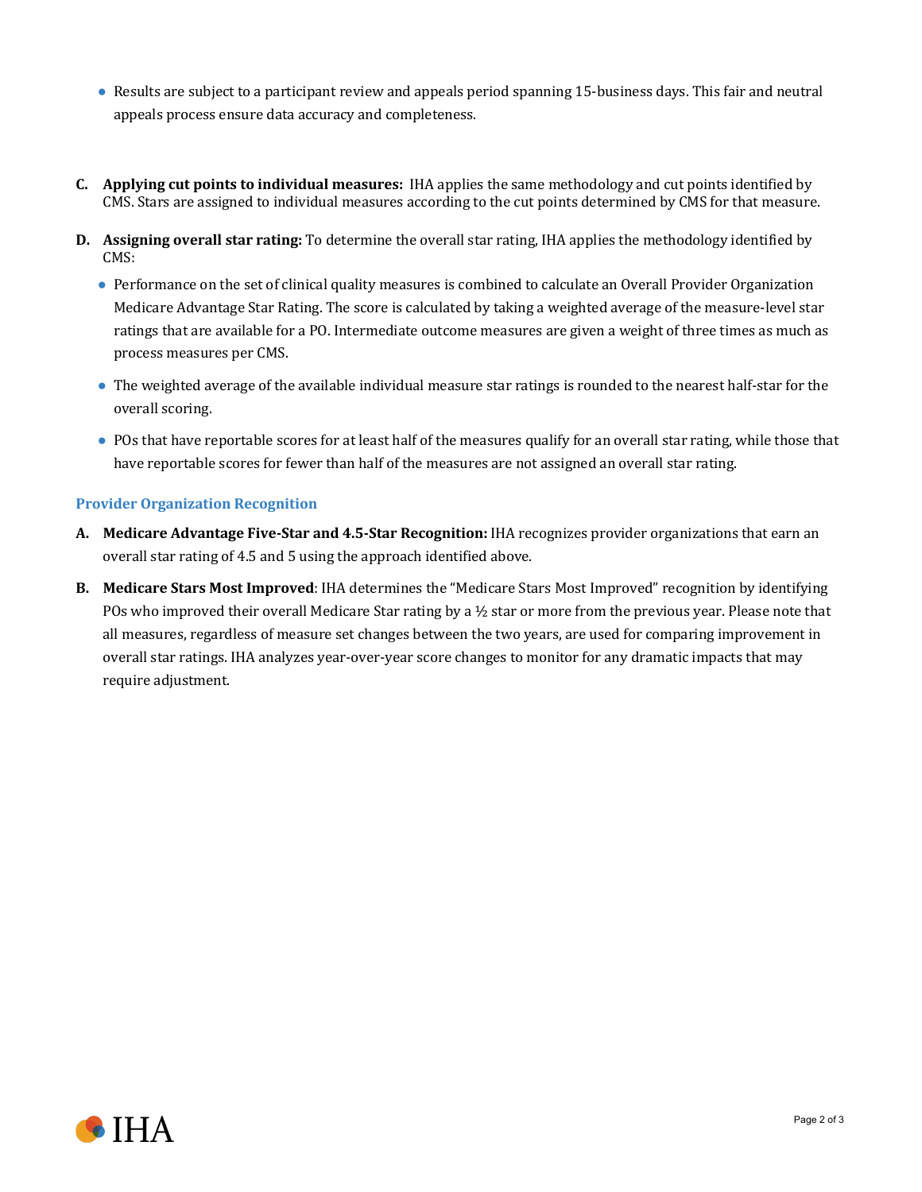- Results are subject to a participant review and appeals period spanning 15-business days. This fair and neutral appeals process ensure data accuracy and completeness.

**C. Applying cut points to individual measures:** IHA applies the same methodology and cut points identified by CMS. Stars are assigned to individual measures according to the cut points determined by CMS for that measure.

**D. Assigning overall star rating:** To determine the overall star rating, IHA applies the methodology identified by CMS:

- Performance on the set of clinical quality measures is combined to calculate an Overall Provider Organization Medicare Advantage Star Rating. The score is calculated by taking a weighted average of the measure-level star ratings that are available for a PO. Intermediate outcome measures are given a weight of three times as much as process measures per CMS.
- The weighted average of the available individual measure star ratings is rounded to the nearest half-star for the overall scoring.
- POs that have reportable scores for at least half of the measures qualify for an overall star rating, while those that have reportable scores for fewer than half of the measures are not assigned an overall star rating.

### Provider Organization Recognition

**A. Medicare Advantage Five-Star and 4.5-Star Recognition:** IHA recognizes provider organizations that earn an overall star rating of 4.5 and 5 using the approach identified above.

**B. Medicare Stars Most Improved**: IHA determines the "Medicare Stars Most Improved" recognition by identifying POs who improved their overall Medicare Star rating by a ½ star or more from the previous year. Please note that all measures, regardless of measure set changes between the two years, are used for comparing improvement in overall star ratings. IHA analyzes year-over-year score changes to monitor for any dramatic impacts that may require adjustment.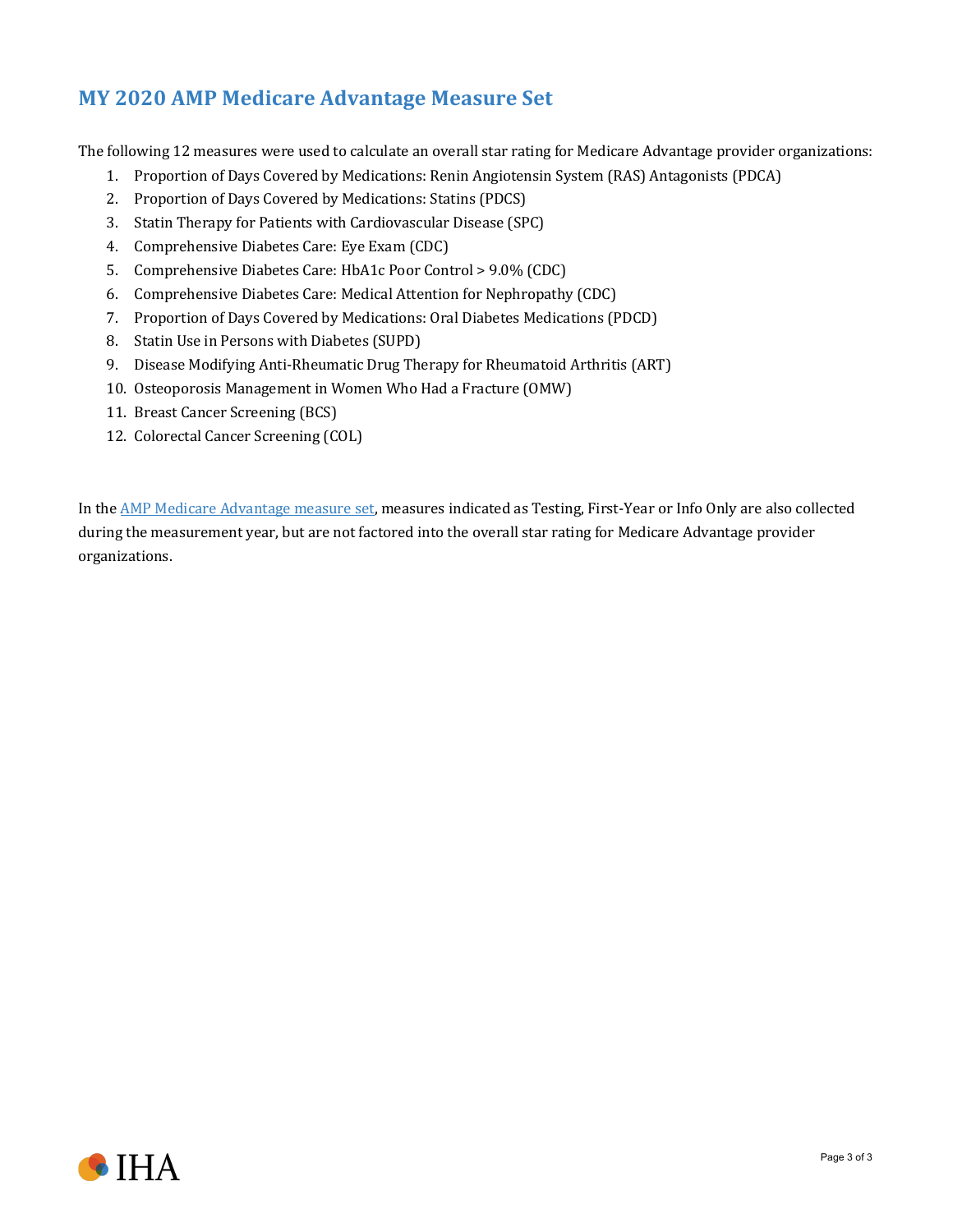## MY 2020 AMP Medicare Advantage Measure Set

The following 12 measures were used to calculate an overall star rating for Medicare Advantage provider organizations:

1. Proportion of Days Covered by Medications: Renin Angiotensin System (RAS) Antagonists (PDCA)
2. Proportion of Days Covered by Medications: Statins (PDCS)
3. Statin Therapy for Patients with Cardiovascular Disease (SPC)
4. Comprehensive Diabetes Care: Eye Exam (CDC)
5. Comprehensive Diabetes Care: HbA1c Poor Control > 9.0% (CDC)
6. Comprehensive Diabetes Care: Medical Attention for Nephropathy (CDC)
7. Proportion of Days Covered by Medications: Oral Diabetes Medications (PDCD)
8. Statin Use in Persons with Diabetes (SUPD)
9. Disease Modifying Anti-Rheumatic Drug Therapy for Rheumatoid Arthritis (ART)
10. Osteoporosis Management in Women Who Had a Fracture (OMW)
11. Breast Cancer Screening (BCS)
12. Colorectal Cancer Screening (COL)

In the AMP Medicare Advantage measure set, measures indicated as Testing, First-Year or Info Only are also collected during the measurement year, but are not factored into the overall star rating for Medicare Advantage provider organizations.